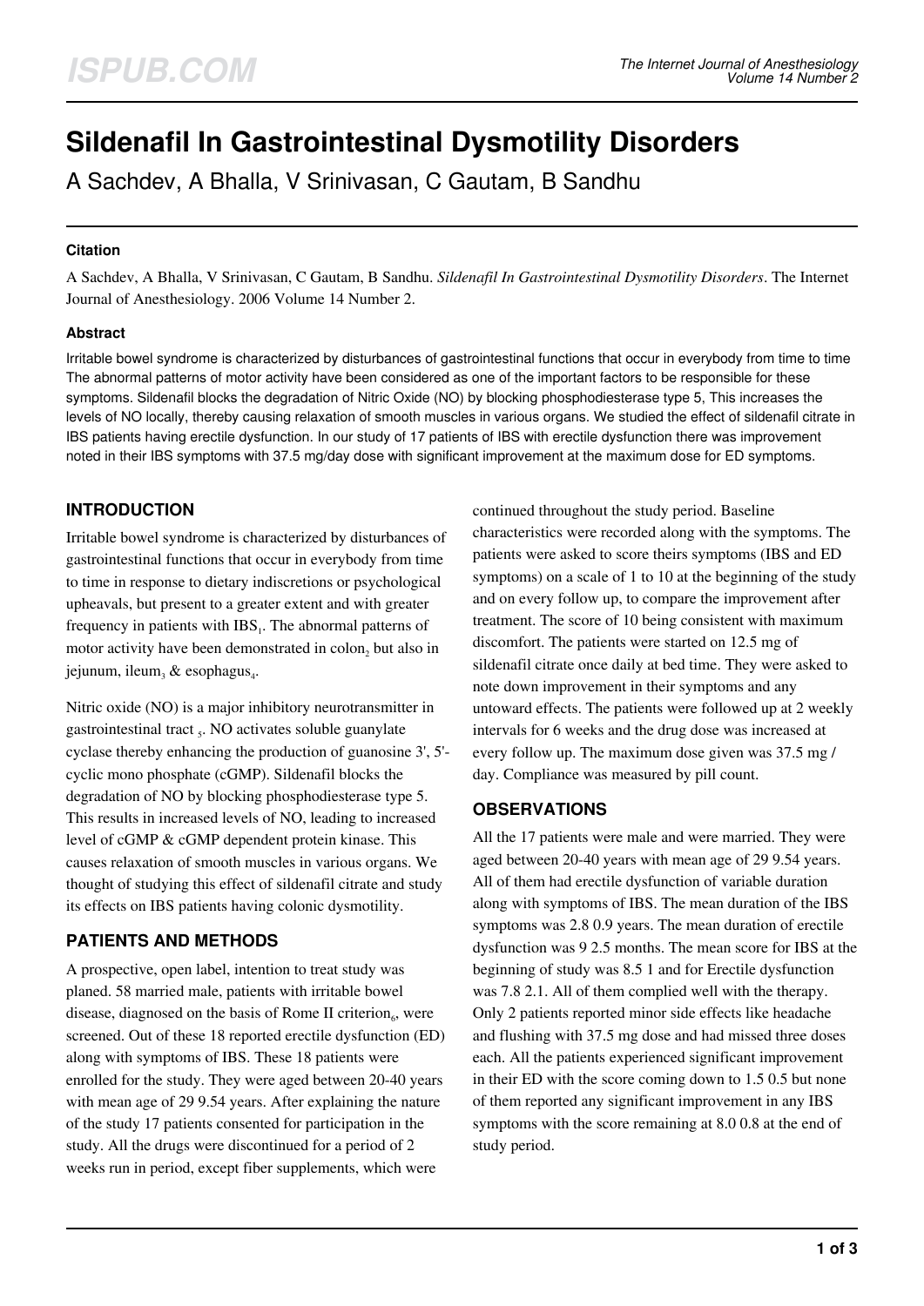# Sildenafil In Gastrointestinal Dysmotility Disorders

A Sachdev, A Bhalla, V Srinivasan, C Gautam, B Sandhu

### Citation

A Sachdev, A Bhalla, V Srinivasan, C Gautam, B Sandhu. *Sildenafil In Gastrointestinal Dysmotility Disorders*. The Internet Journal of Anesthesiology. 2006 Volume 14 Number 2.

### Abstract

Irritable bowel syndrome is characterized by disturbances of gastrointestinal functions that occur in everybody from time to time The abnormal patterns of motor activity have been considered as one of the important factors to be responsible for these symptoms. Sildenafil blocks the degradation of Nitric Oxide (NO) by blocking phosphodiesterase type 5, This increases the levels of NO locally, thereby causing relaxation of smooth muscles in various organs. We studied the effect of sildenafil citrate in IBS patients having erectile dysfunction. In our study of 17 patients of IBS with erectile dysfunction there was improvement noted in their IBS symptoms with 37.5 mg/day dose with significant improvement at the maximum dose for ED symptoms.

## INTRODUCTION

Irritable bowel syndrome is characterized by disturbances of gastrointestinal functions that occur in everybody from time to time in response to dietary indiscretions or psychological upheavals, but present to a greater extent and with greater frequency in patients with IBS[1]. The abnormal patterns of motor activity have been demonstrated in colon[2] but also in jejunum, ileum[3] & esophagus[4].

Nitric oxide (NO) is a major inhibitory neurotransmitter in gastrointestinal tract [5]. NO activates soluble guanylate cyclase thereby enhancing the production of guanosine 3', 5'-cyclic mono phosphate (cGMP). Sildenafil blocks the degradation of NO by blocking phosphodiesterase type 5. This results in increased levels of NO, leading to increased level of cGMP & cGMP dependent protein kinase. This causes relaxation of smooth muscles in various organs. We thought of studying this effect of sildenafil citrate and study its effects on IBS patients having colonic dysmotility.

## PATIENTS AND METHODS

A prospective, open label, intention to treat study was planed. 58 married male, patients with irritable bowel disease, diagnosed on the basis of Rome II criterion[6], were screened. Out of these 18 reported erectile dysfunction (ED) along with symptoms of IBS. These 18 patients were enrolled for the study. They were aged between 20-40 years with mean age of 29 9.54 years. After explaining the nature of the study 17 patients consented for participation in the study. All the drugs were discontinued for a period of 2 weeks run in period, except fiber supplements, which were continued throughout the study period. Baseline characteristics were recorded along with the symptoms. The patients were asked to score theirs symptoms (IBS and ED symptoms) on a scale of 1 to 10 at the beginning of the study and on every follow up, to compare the improvement after treatment. The score of 10 being consistent with maximum discomfort. The patients were started on 12.5 mg of sildenafil citrate once daily at bed time. They were asked to note down improvement in their symptoms and any untoward effects. The patients were followed up at 2 weekly intervals for 6 weeks and the drug dose was increased at every follow up. The maximum dose given was 37.5 mg / day. Compliance was measured by pill count.

## OBSERVATIONS

All the 17 patients were male and were married. They were aged between 20-40 years with mean age of 29 9.54 years. All of them had erectile dysfunction of variable duration along with symptoms of IBS. The mean duration of the IBS symptoms was 2.8 0.9 years. The mean duration of erectile dysfunction was 9 2.5 months. The mean score for IBS at the beginning of study was 8.5 1 and for Erectile dysfunction was 7.8 2.1. All of them complied well with the therapy. Only 2 patients reported minor side effects like headache and flushing with 37.5 mg dose and had missed three doses each. All the patients experienced significant improvement in their ED with the score coming down to 1.5 0.5 but none of them reported any significant improvement in any IBS symptoms with the score remaining at 8.0 0.8 at the end of study period.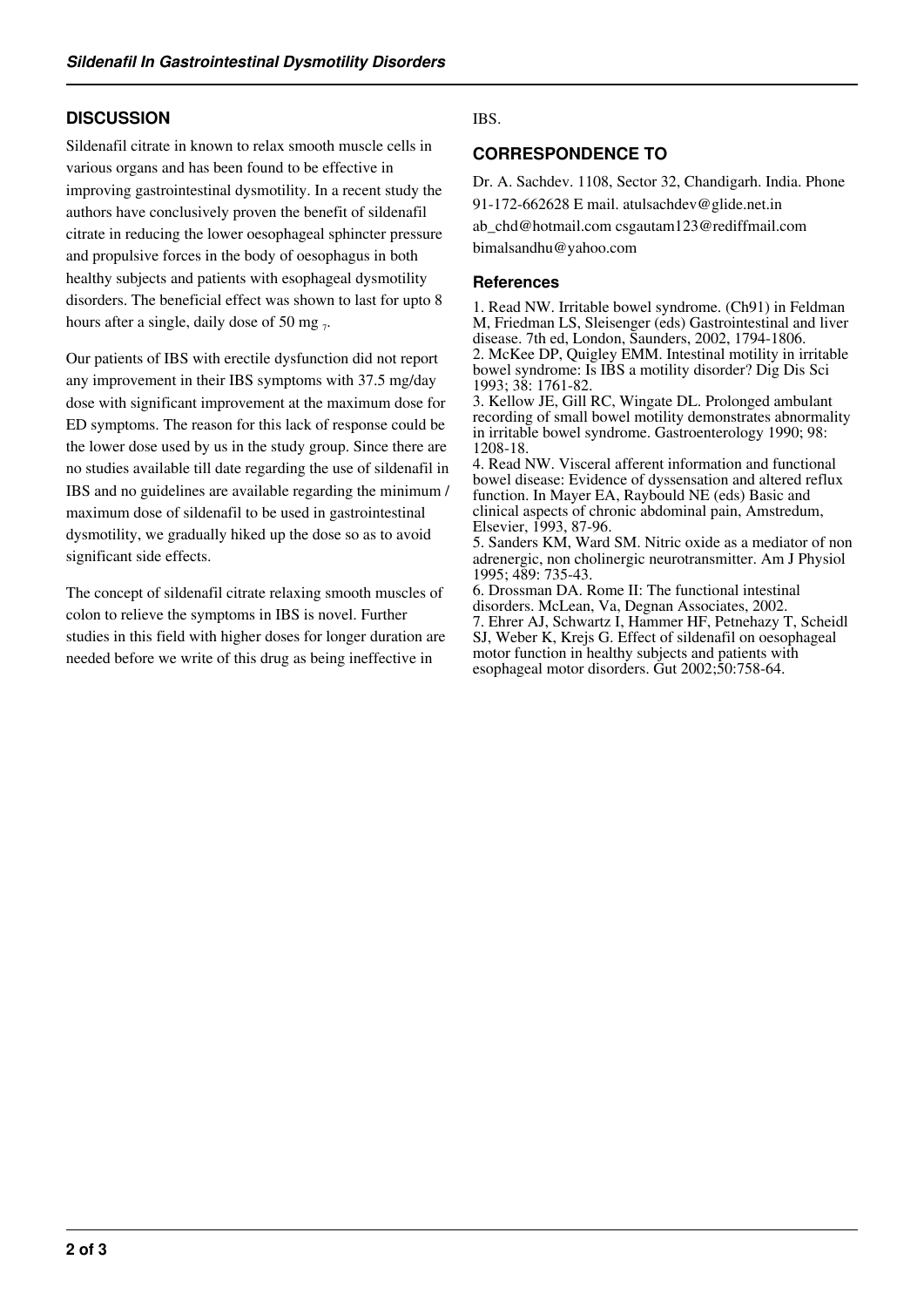## DISCUSSION

Sildenafil citrate in known to relax smooth muscle cells in various organs and has been found to be effective in improving gastrointestinal dysmotility. In a recent study the authors have conclusively proven the benefit of sildenafil citrate in reducing the lower oesophageal sphincter pressure and propulsive forces in the body of oesophagus in both healthy subjects and patients with esophageal dysmotility disorders. The beneficial effect was shown to last for upto 8 hours after a single, daily dose of 50 mg [7].

Our patients of IBS with erectile dysfunction did not report any improvement in their IBS symptoms with 37.5 mg/day dose with significant improvement at the maximum dose for ED symptoms. The reason for this lack of response could be the lower dose used by us in the study group. Since there are no studies available till date regarding the use of sildenafil in IBS and no guidelines are available regarding the minimum / maximum dose of sildenafil to be used in gastrointestinal dysmotility, we gradually hiked up the dose so as to avoid significant side effects.

The concept of sildenafil citrate relaxing smooth muscles of colon to relieve the symptoms in IBS is novel. Further studies in this field with higher doses for longer duration are needed before we write of this drug as being ineffective in IBS.

## CORRESPONDENCE TO

Dr. A. Sachdev. 1108, Sector 32, Chandigarh. India. Phone 91-172-662628 E mail. atulsachdev@glide.net.in ab_chd@hotmail.com csgautam123@rediffmail.com bimalsandhu@yahoo.com

### References

1. Read NW. Irritable bowel syndrome. (Ch91) in Feldman M, Friedman LS, Sleisenger (eds) Gastrointestinal and liver disease. 7th ed, London, Saunders, 2002, 1794-1806.
2. McKee DP, Quigley EMM. Intestinal motility in irritable bowel syndrome: Is IBS a motility disorder? Dig Dis Sci 1993; 38: 1761-82.
3. Kellow JE, Gill RC, Wingate DL. Prolonged ambulant recording of small bowel motility demonstrates abnormality in irritable bowel syndrome. Gastroenterology 1990; 98: 1208-18.
4. Read NW. Visceral afferent information and functional bowel disease: Evidence of dyssensation and altered reflux function. In Mayer EA, Raybould NE (eds) Basic and clinical aspects of chronic abdominal pain, Amstredum, Elsevier, 1993, 87-96.
5. Sanders KM, Ward SM. Nitric oxide as a mediator of non adrenergic, non cholinergic neurotransmitter. Am J Physiol 1995; 489: 735-43.
6. Drossman DA. Rome II: The functional intestinal disorders. McLean, Va, Degnan Associates, 2002.
7. Ehrer AJ, Schwartz I, Hammer HF, Petnehazy T, Scheidl SJ, Weber K, Krejs G. Effect of sildenafil on oesophageal motor function in healthy subjects and patients with esophageal motor disorders. Gut 2002;50:758-64.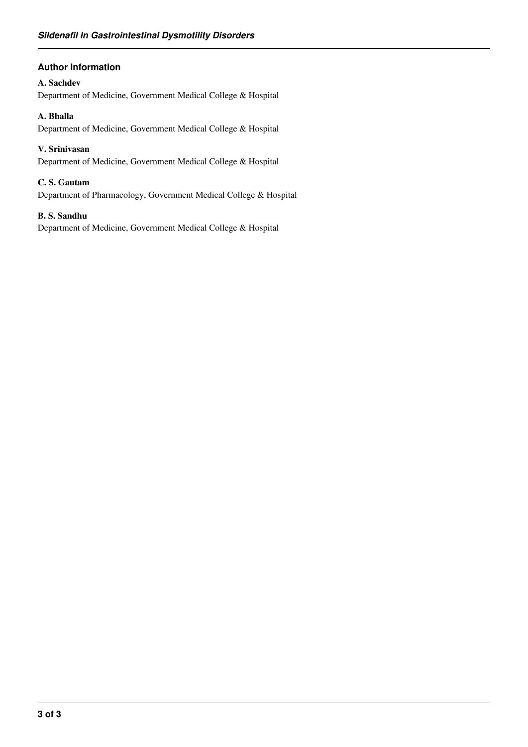### Author Information

**A. Sachdev**
Department of Medicine, Government Medical College & Hospital

**A. Bhalla**
Department of Medicine, Government Medical College & Hospital

**V. Srinivasan**
Department of Medicine, Government Medical College & Hospital

**C. S. Gautam**
Department of Pharmacology, Government Medical College & Hospital

**B. S. Sandhu**
Department of Medicine, Government Medical College & Hospital